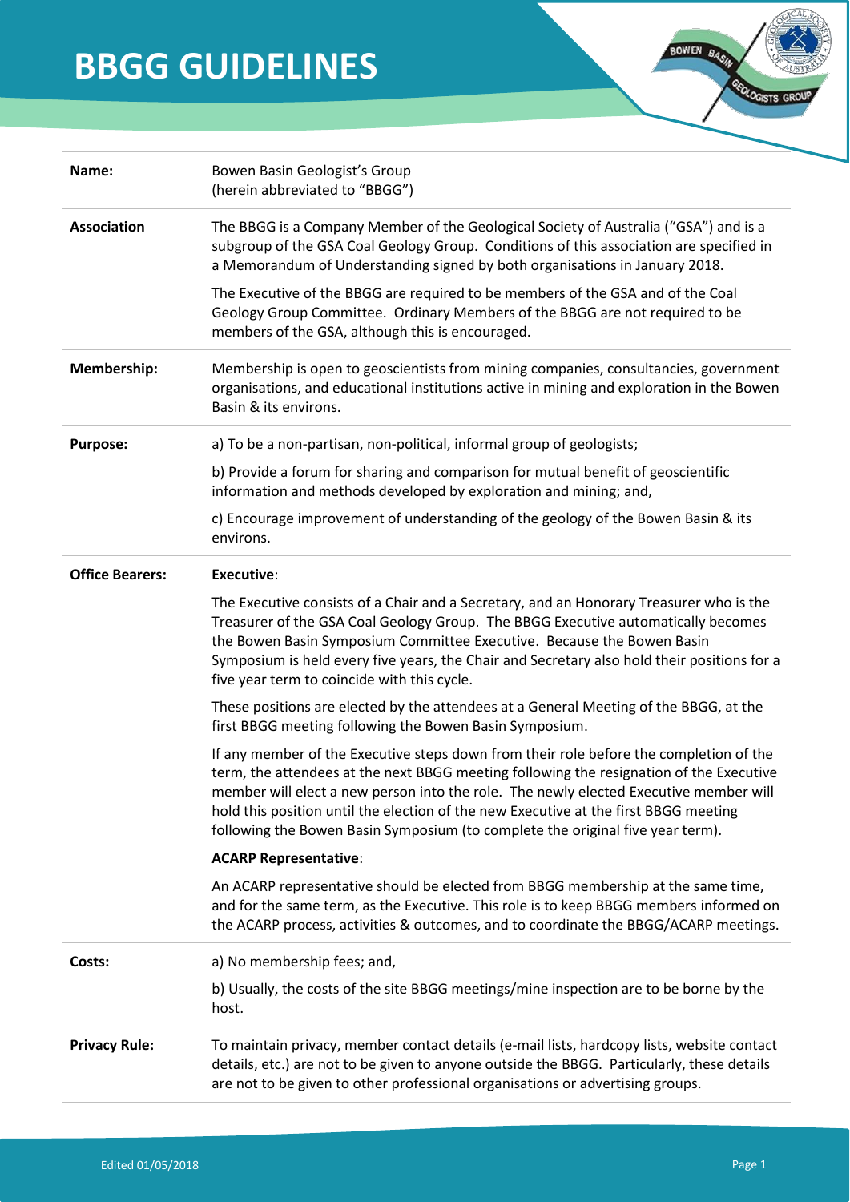# BBGG GUIDELINES

| | |
|---|---|
| **Name:** | Bowen Basin Geologist's Group<br>(herein abbreviated to "BBGG") |
| **Association** | The BBGG is a Company Member of the Geological Society of Australia ("GSA") and is a subgroup of the GSA Coal Geology Group. Conditions of this association are specified in a Memorandum of Understanding signed by both organisations in January 2018.<br><br>The Executive of the BBGG are required to be members of the GSA and of the Coal Geology Group Committee. Ordinary Members of the BBGG are not required to be members of the GSA, although this is encouraged. |
| **Membership:** | Membership is open to geoscientists from mining companies, consultancies, government organisations, and educational institutions active in mining and exploration in the Bowen Basin & its environs. |
| **Purpose:** | a) To be a non-partisan, non-political, informal group of geologists;<br><br>b) Provide a forum for sharing and comparison for mutual benefit of geoscientific information and methods developed by exploration and mining; and,<br><br>c) Encourage improvement of understanding of the geology of the Bowen Basin & its environs. |
| **Office Bearers:** | **Executive**:<br><br>The Executive consists of a Chair and a Secretary, and an Honorary Treasurer who is the Treasurer of the GSA Coal Geology Group. The BBGG Executive automatically becomes the Bowen Basin Symposium Committee Executive. Because the Bowen Basin Symposium is held every five years, the Chair and Secretary also hold their positions for a five year term to coincide with this cycle.<br><br>These positions are elected by the attendees at a General Meeting of the BBGG, at the first BBGG meeting following the Bowen Basin Symposium.<br><br>If any member of the Executive steps down from their role before the completion of the term, the attendees at the next BBGG meeting following the resignation of the Executive member will elect a new person into the role. The newly elected Executive member will hold this position until the election of the new Executive at the first BBGG meeting following the Bowen Basin Symposium (to complete the original five year term).<br><br>**ACARP Representative**:<br><br>An ACARP representative should be elected from BBGG membership at the same time, and for the same term, as the Executive. This role is to keep BBGG members informed on the ACARP process, activities & outcomes, and to coordinate the BBGG/ACARP meetings. |
| **Costs:** | a) No membership fees; and,<br><br>b) Usually, the costs of the site BBGG meetings/mine inspection are to be borne by the host. |
| **Privacy Rule:** | To maintain privacy, member contact details (e-mail lists, hardcopy lists, website contact details, etc.) are not to be given to anyone outside the BBGG. Particularly, these details are not to be given to other professional organisations or advertising groups. |

Edited 01/05/2018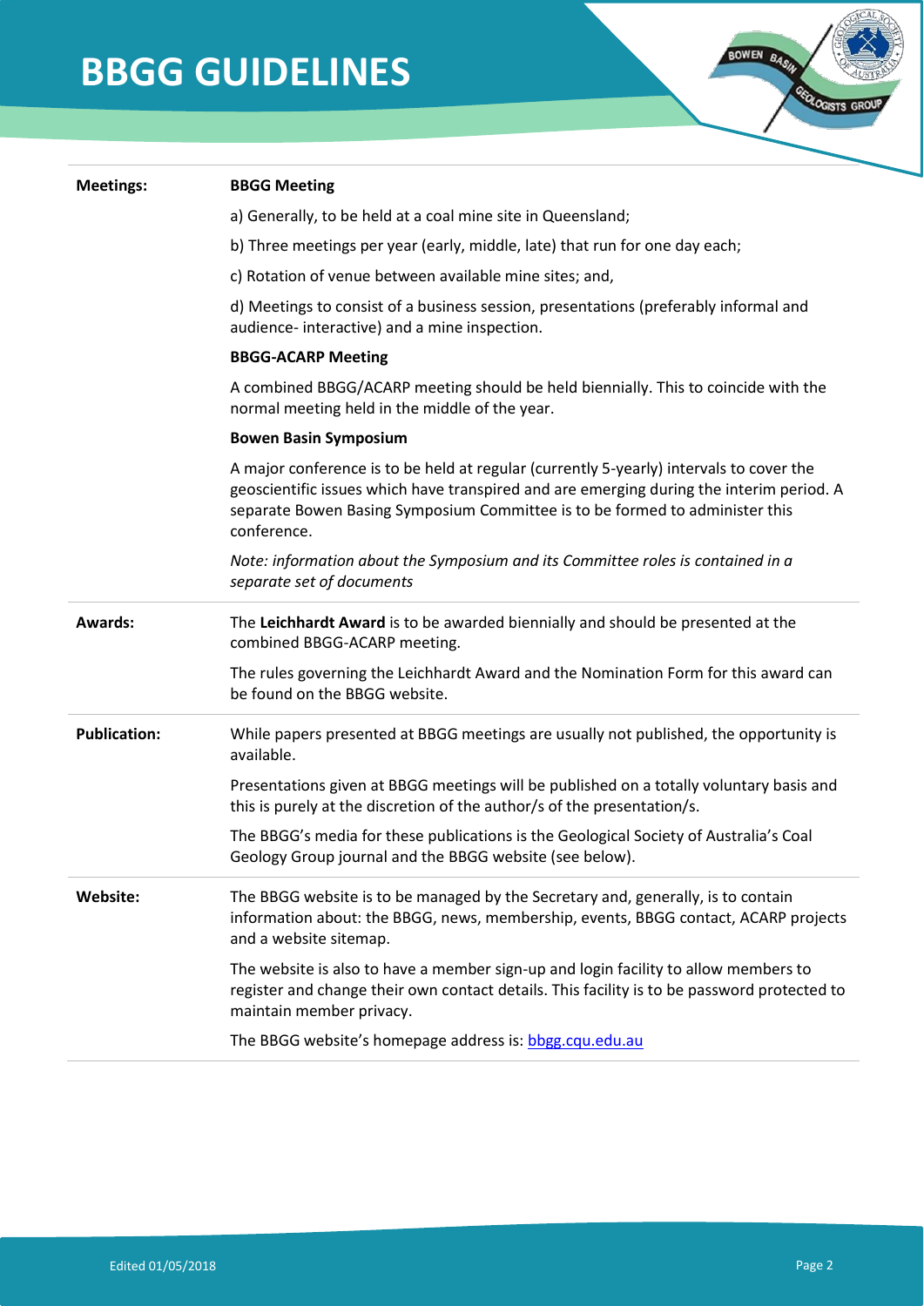# BBGG GUIDELINES

**Meetings:**

**BBGG Meeting**

a) Generally, to be held at a coal mine site in Queensland;

b) Three meetings per year (early, middle, late) that run for one day each;

c) Rotation of venue between available mine sites; and,

d) Meetings to consist of a business session, presentations (preferably informal and audience- interactive) and a mine inspection.

**BBGG-ACARP Meeting**

A combined BBGG/ACARP meeting should be held biennially. This to coincide with the normal meeting held in the middle of the year.

**Bowen Basin Symposium**

A major conference is to be held at regular (currently 5-yearly) intervals to cover the geoscientific issues which have transpired and are emerging during the interim period. A separate Bowen Basing Symposium Committee is to be formed to administer this conference.

*Note: information about the Symposium and its Committee roles is contained in a separate set of documents*

**Awards:**

The **Leichhardt Award** is to be awarded biennially and should be presented at the combined BBGG-ACARP meeting.

The rules governing the Leichhardt Award and the Nomination Form for this award can be found on the BBGG website.

**Publication:**

While papers presented at BBGG meetings are usually not published, the opportunity is available.

Presentations given at BBGG meetings will be published on a totally voluntary basis and this is purely at the discretion of the author/s of the presentation/s.

The BBGG's media for these publications is the Geological Society of Australia's Coal Geology Group journal and the BBGG website (see below).

**Website:**

The BBGG website is to be managed by the Secretary and, generally, is to contain information about: the BBGG, news, membership, events, BBGG contact, ACARP projects and a website sitemap.

The website is also to have a member sign-up and login facility to allow members to register and change their own contact details. This facility is to be password protected to maintain member privacy.

The BBGG website's homepage address is: [bbgg.cqu.edu.au](bbgg.cqu.edu.au)

Edited 01/05/2018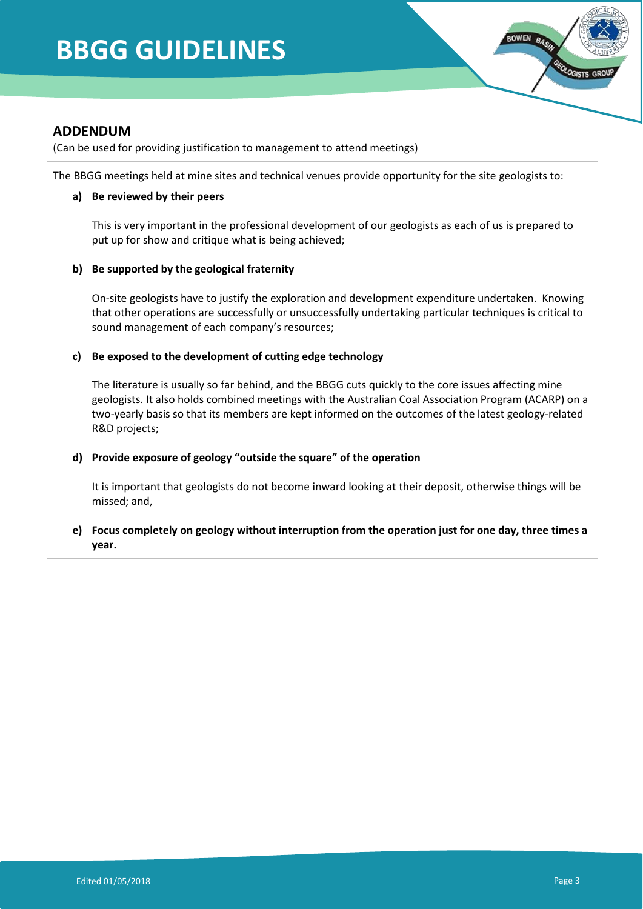## ADDENDUM

(Can be used for providing justification to management to attend meetings)

The BBGG meetings held at mine sites and technical venues provide opportunity for the site geologists to:

**a) Be reviewed by their peers**

This is very important in the professional development of our geologists as each of us is prepared to put up for show and critique what is being achieved;

**b) Be supported by the geological fraternity**

On-site geologists have to justify the exploration and development expenditure undertaken. Knowing that other operations are successfully or unsuccessfully undertaking particular techniques is critical to sound management of each company's resources;

**c) Be exposed to the development of cutting edge technology**

The literature is usually so far behind, and the BBGG cuts quickly to the core issues affecting mine geologists. It also holds combined meetings with the Australian Coal Association Program (ACARP) on a two-yearly basis so that its members are kept informed on the outcomes of the latest geology-related R&D projects;

**d) Provide exposure of geology "outside the square" of the operation**

It is important that geologists do not become inward looking at their deposit, otherwise things will be missed; and,

**e) Focus completely on geology without interruption from the operation just for one day, three times a year.**

Edited 01/05/2018